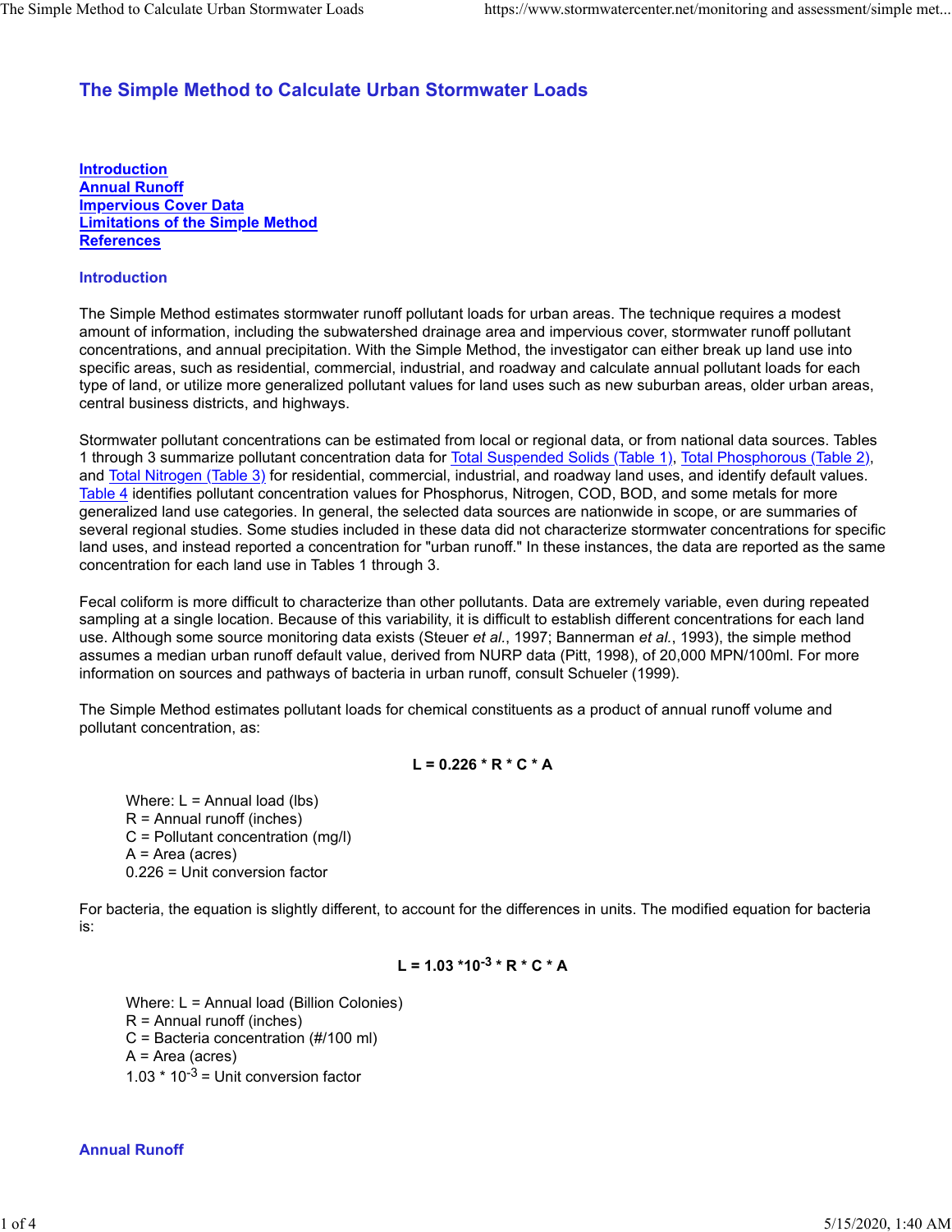# The Simple Method to Calculate Urban Stormwater Loads

[Introduction](#)
[Annual Runoff](#)
[Impervious Cover Data](#)
[Limitations of the Simple Method](#)
[References](#)

## Introduction

The Simple Method estimates stormwater runoff pollutant loads for urban areas. The technique requires a modest amount of information, including the subwatershed drainage area and impervious cover, stormwater runoff pollutant concentrations, and annual precipitation. With the Simple Method, the investigator can either break up land use into specific areas, such as residential, commercial, industrial, and roadway and calculate annual pollutant loads for each type of land, or utilize more generalized pollutant values for land uses such as new suburban areas, older urban areas, central business districts, and highways.

Stormwater pollutant concentrations can be estimated from local or regional data, or from national data sources. Tables 1 through 3 summarize pollutant concentration data for [Total Suspended Solids (Table 1)](#), [Total Phosphorous (Table 2)](#), and [Total Nitrogen (Table 3)](#) for residential, commercial, industrial, and roadway land uses, and identify default values. [Table 4](#) identifies pollutant concentration values for Phosphorus, Nitrogen, COD, BOD, and some metals for more generalized land use categories. In general, the selected data sources are nationwide in scope, or are summaries of several regional studies. Some studies included in these data did not characterize stormwater concentrations for specific land uses, and instead reported a concentration for "urban runoff." In these instances, the data are reported as the same concentration for each land use in Tables 1 through 3.

Fecal coliform is more difficult to characterize than other pollutants. Data are extremely variable, even during repeated sampling at a single location. Because of this variability, it is difficult to establish different concentrations for each land use. Although some source monitoring data exists (Steuer *et al.*, 1997; Bannerman *et al.*, 1993), the simple method assumes a median urban runoff default value, derived from NURP data (Pitt, 1998), of 20,000 MPN/100ml. For more information on sources and pathways of bacteria in urban runoff, consult Schueler (1999).

The Simple Method estimates pollutant loads for chemical constituents as a product of annual runoff volume and pollutant concentration, as:

$$L = 0.226 * R * C * A$$

Where: L = Annual load (lbs)
R = Annual runoff (inches)
C = Pollutant concentration (mg/l)
A = Area (acres)
0.226 = Unit conversion factor

For bacteria, the equation is slightly different, to account for the differences in units. The modified equation for bacteria is:

$$L = 1.03 * 10^{-3} * R * C * A$$

Where: L = Annual load (Billion Colonies)
R = Annual runoff (inches)
C = Bacteria concentration (#/100 ml)
A = Area (acres)
$1.03 * 10^{-3}$ = Unit conversion factor

## Annual Runoff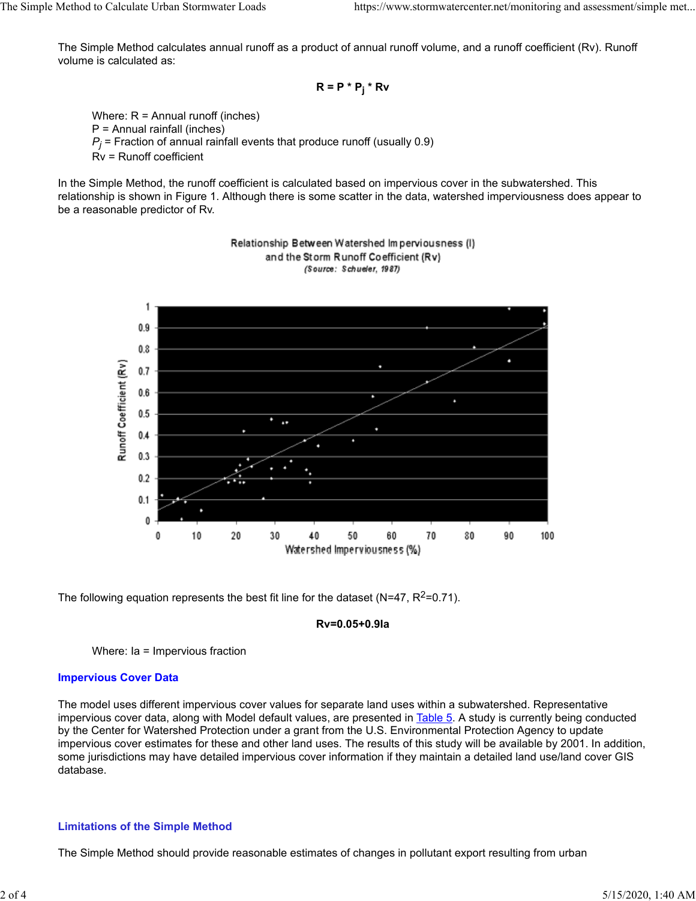The Simple Method calculates annual runoff as a product of annual runoff volume, and a runoff coefficient (Rv). Runoff volume is calculated as:

$$R = P * P_j * Rv$$

Where: R = Annual runoff (inches)
P = Annual rainfall (inches)
$P_j$ = Fraction of annual rainfall events that produce runoff (usually 0.9)
Rv = Runoff coefficient

In the Simple Method, the runoff coefficient is calculated based on impervious cover in the subwatershed. This relationship is shown in Figure 1. Although there is some scatter in the data, watershed imperviousness does appear to be a reasonable predictor of Rv.

Relationship Between Watershed Imperviousness (I) and the Storm Runoff Coefficient (Rv)
*(Source: Schueler, 1987)*

The following equation represents the best fit line for the dataset (N=47, $R^2$=0.71).

$$Rv = 0.05 + 0.9 I_a$$

Where: $I_a$ = Impervious fraction

## Impervious Cover Data

The model uses different impervious cover values for separate land uses within a subwatershed. Representative impervious cover data, along with Model default values, are presented in Table 5. A study is currently being conducted by the Center for Watershed Protection under a grant from the U.S. Environmental Protection Agency to update impervious cover estimates for these and other land uses. The results of this study will be available by 2001. In addition, some jurisdictions may have detailed impervious cover information if they maintain a detailed land use/land cover GIS database.

## Limitations of the Simple Method

The Simple Method should provide reasonable estimates of changes in pollutant export resulting from urban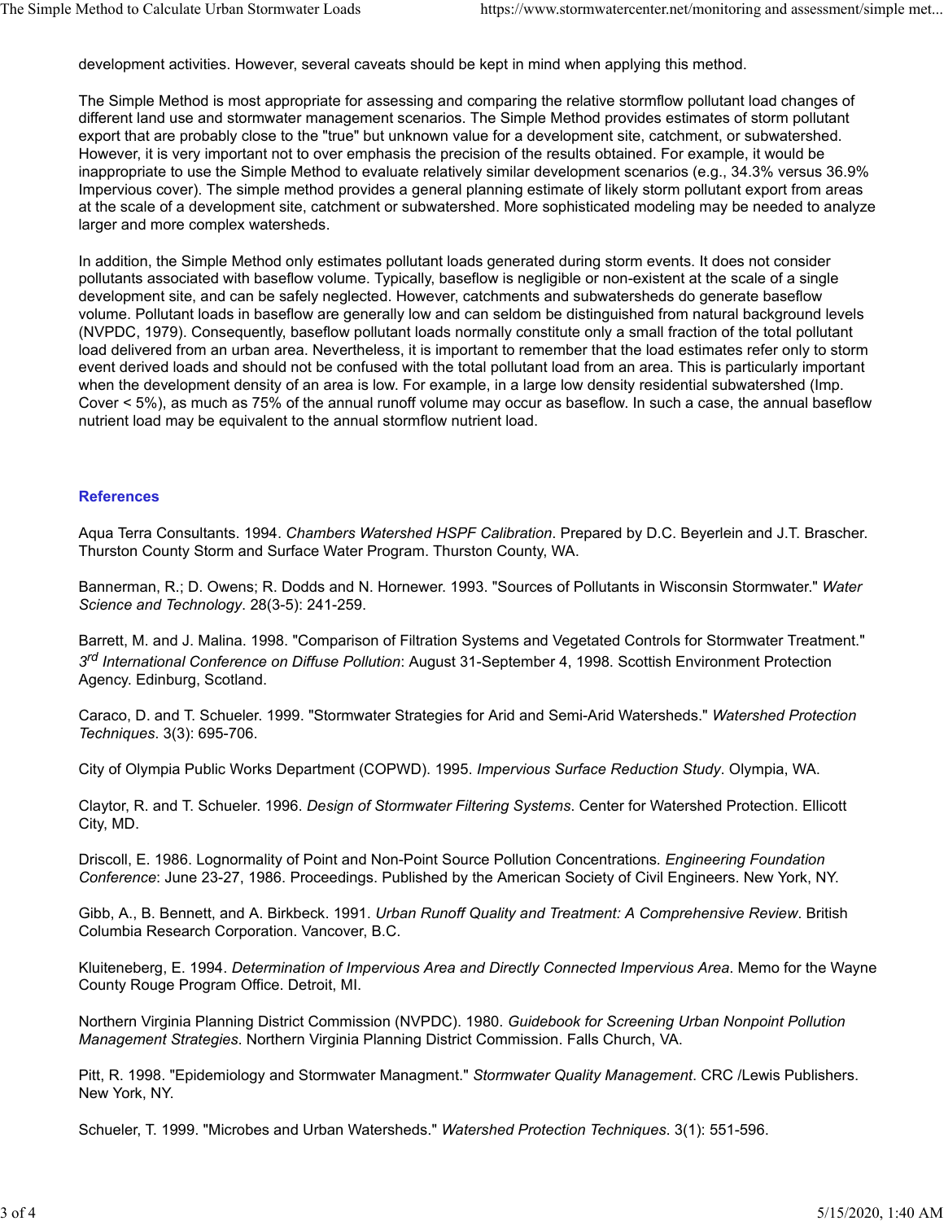development activities. However, several caveats should be kept in mind when applying this method.

The Simple Method is most appropriate for assessing and comparing the relative stormflow pollutant load changes of different land use and stormwater management scenarios. The Simple Method provides estimates of storm pollutant export that are probably close to the "true" but unknown value for a development site, catchment, or subwatershed. However, it is very important not to over emphasis the precision of the results obtained. For example, it would be inappropriate to use the Simple Method to evaluate relatively similar development scenarios (e.g., 34.3% versus 36.9% Impervious cover). The simple method provides a general planning estimate of likely storm pollutant export from areas at the scale of a development site, catchment or subwatershed. More sophisticated modeling may be needed to analyze larger and more complex watersheds.

In addition, the Simple Method only estimates pollutant loads generated during storm events. It does not consider pollutants associated with baseflow volume. Typically, baseflow is negligible or non-existent at the scale of a single development site, and can be safely neglected. However, catchments and subwatersheds do generate baseflow volume. Pollutant loads in baseflow are generally low and can seldom be distinguished from natural background levels (NVPDC, 1979). Consequently, baseflow pollutant loads normally constitute only a small fraction of the total pollutant load delivered from an urban area. Nevertheless, it is important to remember that the load estimates refer only to storm event derived loads and should not be confused with the total pollutant load from an area. This is particularly important when the development density of an area is low. For example, in a large low density residential subwatershed (Imp. Cover < 5%), as much as 75% of the annual runoff volume may occur as baseflow. In such a case, the annual baseflow nutrient load may be equivalent to the annual stormflow nutrient load.

## References

Aqua Terra Consultants. 1994. *Chambers Watershed HSPF Calibration*. Prepared by D.C. Beyerlein and J.T. Brascher. Thurston County Storm and Surface Water Program. Thurston County, WA.

Bannerman, R.; D. Owens; R. Dodds and N. Hornewer. 1993. "Sources of Pollutants in Wisconsin Stormwater." *Water Science and Technology*. 28(3-5): 241-259.

Barrett, M. and J. Malina. 1998. "Comparison of Filtration Systems and Vegetated Controls for Stormwater Treatment." *3rd International Conference on Diffuse Pollution*: August 31-September 4, 1998. Scottish Environment Protection Agency. Edinburg, Scotland.

Caraco, D. and T. Schueler. 1999. "Stormwater Strategies for Arid and Semi-Arid Watersheds." *Watershed Protection Techniques*. 3(3): 695-706.

City of Olympia Public Works Department (COPWD). 1995. *Impervious Surface Reduction Study*. Olympia, WA.

Claytor, R. and T. Schueler. 1996. *Design of Stormwater Filtering Systems*. Center for Watershed Protection. Ellicott City, MD.

Driscoll, E. 1986. Lognormality of Point and Non-Point Source Pollution Concentrations. *Engineering Foundation Conference*: June 23-27, 1986. Proceedings. Published by the American Society of Civil Engineers. New York, NY.

Gibb, A., B. Bennett, and A. Birkbeck. 1991. *Urban Runoff Quality and Treatment: A Comprehensive Review*. British Columbia Research Corporation. Vancover, B.C.

Kluiteneberg, E. 1994. *Determination of Impervious Area and Directly Connected Impervious Area*. Memo for the Wayne County Rouge Program Office. Detroit, MI.

Northern Virginia Planning District Commission (NVPDC). 1980. *Guidebook for Screening Urban Nonpoint Pollution Management Strategies*. Northern Virginia Planning District Commission. Falls Church, VA.

Pitt, R. 1998. "Epidemiology and Stormwater Managment." *Stormwater Quality Management*. CRC /Lewis Publishers. New York, NY.

Schueler, T. 1999. "Microbes and Urban Watersheds." *Watershed Protection Techniques*. 3(1): 551-596.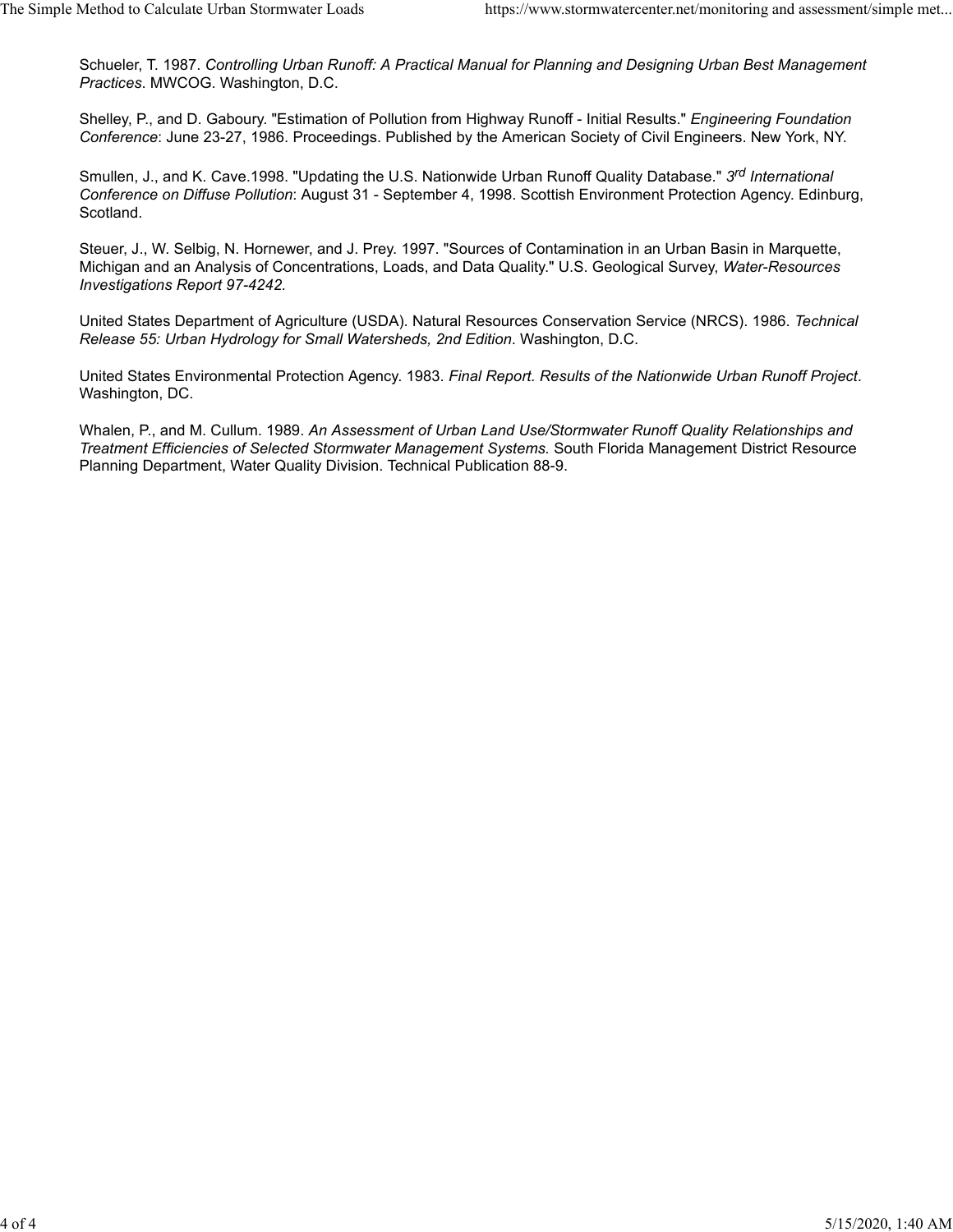Schueler, T. 1987. *Controlling Urban Runoff: A Practical Manual for Planning and Designing Urban Best Management Practices*. MWCOG. Washington, D.C.

Shelley, P., and D. Gaboury. "Estimation of Pollution from Highway Runoff - Initial Results." *Engineering Foundation Conference*: June 23-27, 1986. Proceedings. Published by the American Society of Civil Engineers. New York, NY.

Smullen, J., and K. Cave.1998. "Updating the U.S. Nationwide Urban Runoff Quality Database." *3rd International Conference on Diffuse Pollution*: August 31 - September 4, 1998. Scottish Environment Protection Agency. Edinburg, Scotland.

Steuer, J., W. Selbig, N. Hornewer, and J. Prey. 1997. "Sources of Contamination in an Urban Basin in Marquette, Michigan and an Analysis of Concentrations, Loads, and Data Quality." U.S. Geological Survey, *Water-Resources Investigations Report 97-4242.*

United States Department of Agriculture (USDA). Natural Resources Conservation Service (NRCS). 1986. *Technical Release 55: Urban Hydrology for Small Watersheds, 2nd Edition*. Washington, D.C.

United States Environmental Protection Agency. 1983. *Final Report. Results of the Nationwide Urban Runoff Project*. Washington, DC.

Whalen, P., and M. Cullum. 1989. *An Assessment of Urban Land Use/Stormwater Runoff Quality Relationships and Treatment Efficiencies of Selected Stormwater Management Systems.* South Florida Management District Resource Planning Department, Water Quality Division. Technical Publication 88-9.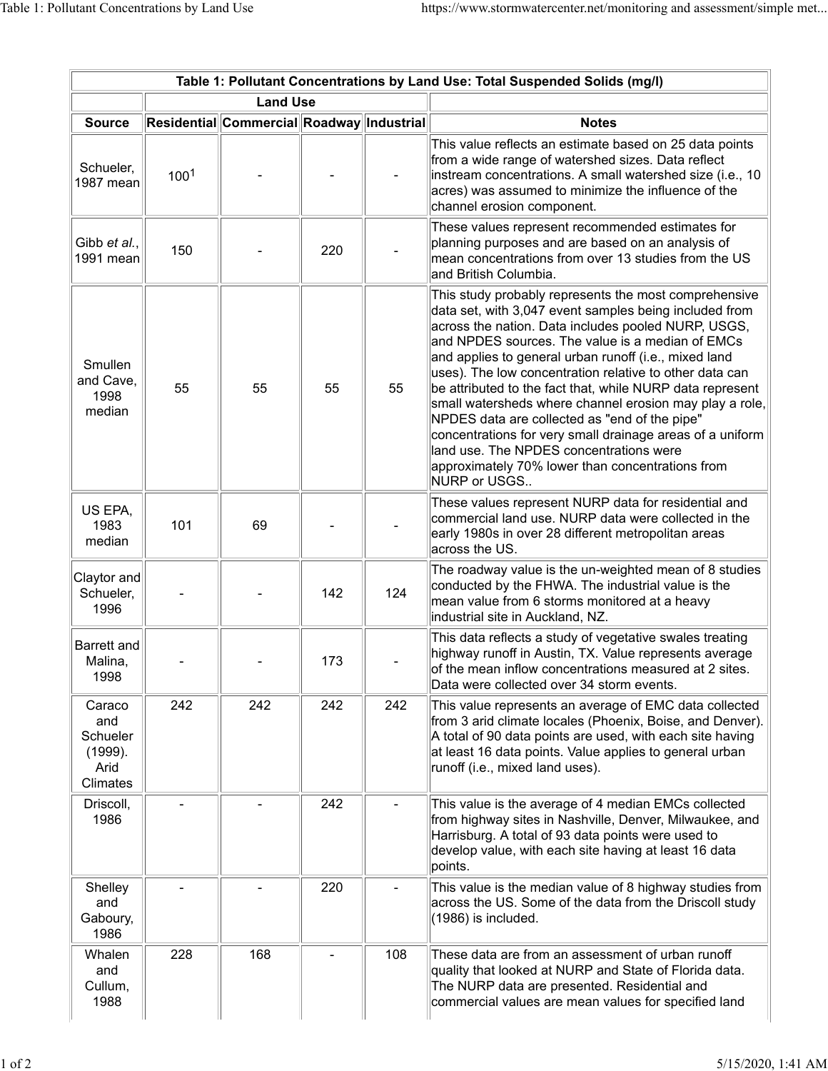| Table 1: Pollutant Concentrations by Land Use: Total Suspended Solids (mg/l) | | | | | |
|---|---|---|---|---|---|
| | Land Use | | | | |
| Source | Residential | Commercial | Roadway | Industrial | Notes |
| Schueler, 1987 mean | 100[1] | - | - | - | This value reflects an estimate based on 25 data points from a wide range of watershed sizes. Data reflect instream concentrations. A small watershed size (i.e., 10 acres) was assumed to minimize the influence of the channel erosion component. |
| Gibb *et al.*, 1991 mean | 150 | - | 220 | - | These values represent recommended estimates for planning purposes and are based on an analysis of mean concentrations from over 13 studies from the US and British Columbia. |
| Smullen and Cave, 1998 median | 55 | 55 | 55 | 55 | This study probably represents the most comprehensive data set, with 3,047 event samples being included from across the nation. Data includes pooled NURP, USGS, and NPDES sources. The value is a median of EMCs and applies to general urban runoff (i.e., mixed land uses). The low concentration relative to other data can be attributed to the fact that, while NURP data represent small watersheds where channel erosion may play a role, NPDES data are collected as "end of the pipe" concentrations for very small drainage areas of a uniform land use. The NPDES concentrations were approximately 70% lower than concentrations from NURP or USGS.. |
| US EPA, 1983 median | 101 | 69 | - | - | These values represent NURP data for residential and commercial land use. NURP data were collected in the early 1980s in over 28 different metropolitan areas across the US. |
| Claytor and Schueler, 1996 | - | - | 142 | 124 | The roadway value is the un-weighted mean of 8 studies conducted by the FHWA. The industrial value is the mean value from 6 storms monitored at a heavy industrial site in Auckland, NZ. |
| Barrett and Malina, 1998 | - | - | 173 | - | This data reflects a study of vegetative swales treating highway runoff in Austin, TX. Value represents average of the mean inflow concentrations measured at 2 sites. Data were collected over 34 storm events. |
| Caraco and Schueler (1999). Arid Climates | 242 | 242 | 242 | 242 | This value represents an average of EMC data collected from 3 arid climate locales (Phoenix, Boise, and Denver). A total of 90 data points are used, with each site having at least 16 data points. Value applies to general urban runoff (i.e., mixed land uses). |
| Driscoll, 1986 | - | - | 242 | - | This value is the average of 4 median EMCs collected from highway sites in Nashville, Denver, Milwaukee, and Harrisburg. A total of 93 data points were used to develop value, with each site having at least 16 data points. |
| Shelley and Gaboury, 1986 | - | - | 220 | - | This value is the median value of 8 highway studies from across the US. Some of the data from the Driscoll study (1986) is included. |
| Whalen and Cullum, 1988 | 228 | 168 | - | 108 | These data are from an assessment of urban runoff quality that looked at NURP and State of Florida data. The NURP data are presented. Residential and commercial values are mean values for specified land |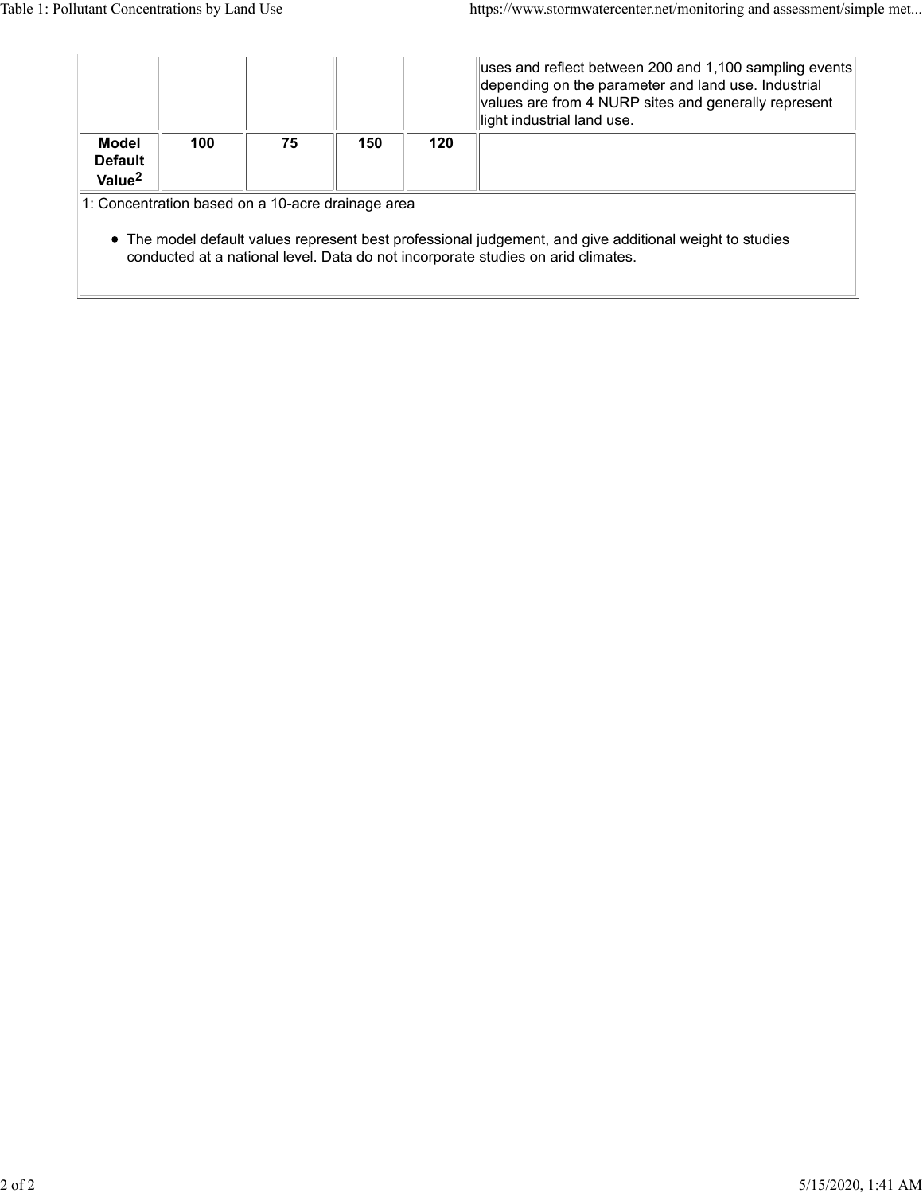| | | | | | |
|---|---|---|---|---|---|
| | | | | | uses and reflect between 200 and 1,100 sampling events depending on the parameter and land use. Industrial values are from 4 NURP sites and generally represent light industrial land use. |
| **Model Default Value[2]** | **100** | **75** | **150** | **120** | |

1: Concentration based on a 10-acre drainage area

- The model default values represent best professional judgement, and give additional weight to studies conducted at a national level. Data do not incorporate studies on arid climates.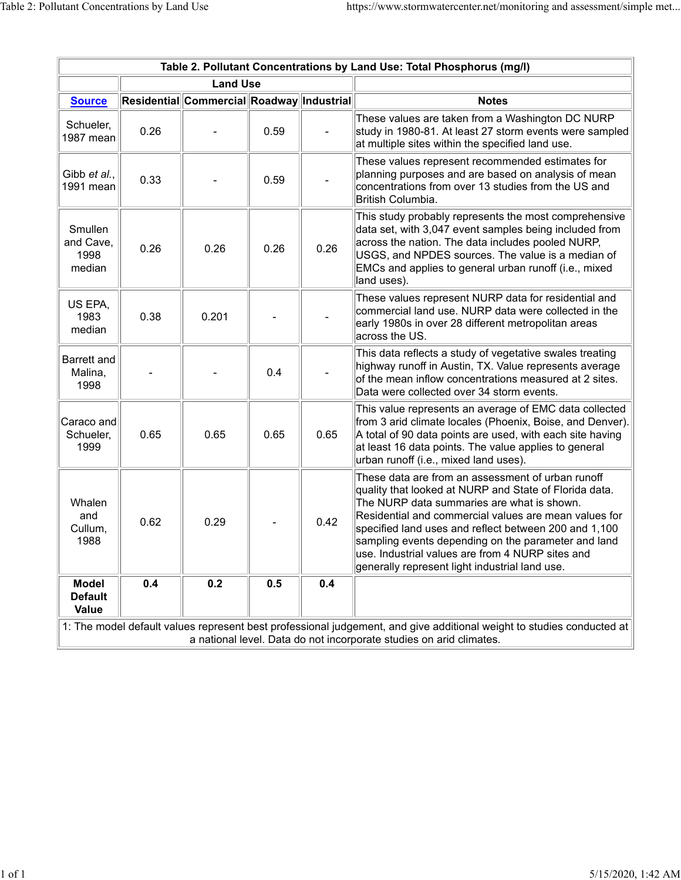| Table 2. Pollutant Concentrations by Land Use: Total Phosphorus (mg/l) | | | | | |
|---|---|---|---|---|---|
| | Land Use | | | | |
| **Source** | **Residential** | **Commercial** | **Roadway** | **Industrial** | **Notes** |
| Schueler, 1987 mean | 0.26 | - | 0.59 | - | These values are taken from a Washington DC NURP study in 1980-81. At least 27 storm events were sampled at multiple sites within the specified land use. |
| Gibb *et al.*, 1991 mean | 0.33 | - | 0.59 | - | These values represent recommended estimates for planning purposes and are based on analysis of mean concentrations from over 13 studies from the US and British Columbia. |
| Smullen and Cave, 1998 median | 0.26 | 0.26 | 0.26 | 0.26 | This study probably represents the most comprehensive data set, with 3,047 event samples being included from across the nation. The data includes pooled NURP, USGS, and NPDES sources. The value is a median of EMCs and applies to general urban runoff (i.e., mixed land uses). |
| US EPA, 1983 median | 0.38 | 0.201 | - | - | These values represent NURP data for residential and commercial land use. NURP data were collected in the early 1980s in over 28 different metropolitan areas across the US. |
| Barrett and Malina, 1998 | - | - | 0.4 | - | This data reflects a study of vegetative swales treating highway runoff in Austin, TX. Value represents average of the mean inflow concentrations measured at 2 sites. Data were collected over 34 storm events. |
| Caraco and Schueler, 1999 | 0.65 | 0.65 | 0.65 | 0.65 | This value represents an average of EMC data collected from 3 arid climate locales (Phoenix, Boise, and Denver). A total of 90 data points are used, with each site having at least 16 data points. The value applies to general urban runoff (i.e., mixed land uses). |
| Whalen and Cullum, 1988 | 0.62 | 0.29 | - | 0.42 | These data are from an assessment of urban runoff quality that looked at NURP and State of Florida data. The NURP data summaries are what is shown. Residential and commercial values are mean values for specified land uses and reflect between 200 and 1,100 sampling events depending on the parameter and land use. Industrial values are from 4 NURP sites and generally represent light industrial land use. |
| **Model Default Value** | **0.4** | **0.2** | **0.5** | **0.4** | |
| 1: The model default values represent best professional judgement, and give additional weight to studies conducted at a national level. Data do not incorporate studies on arid climates. | | | | | |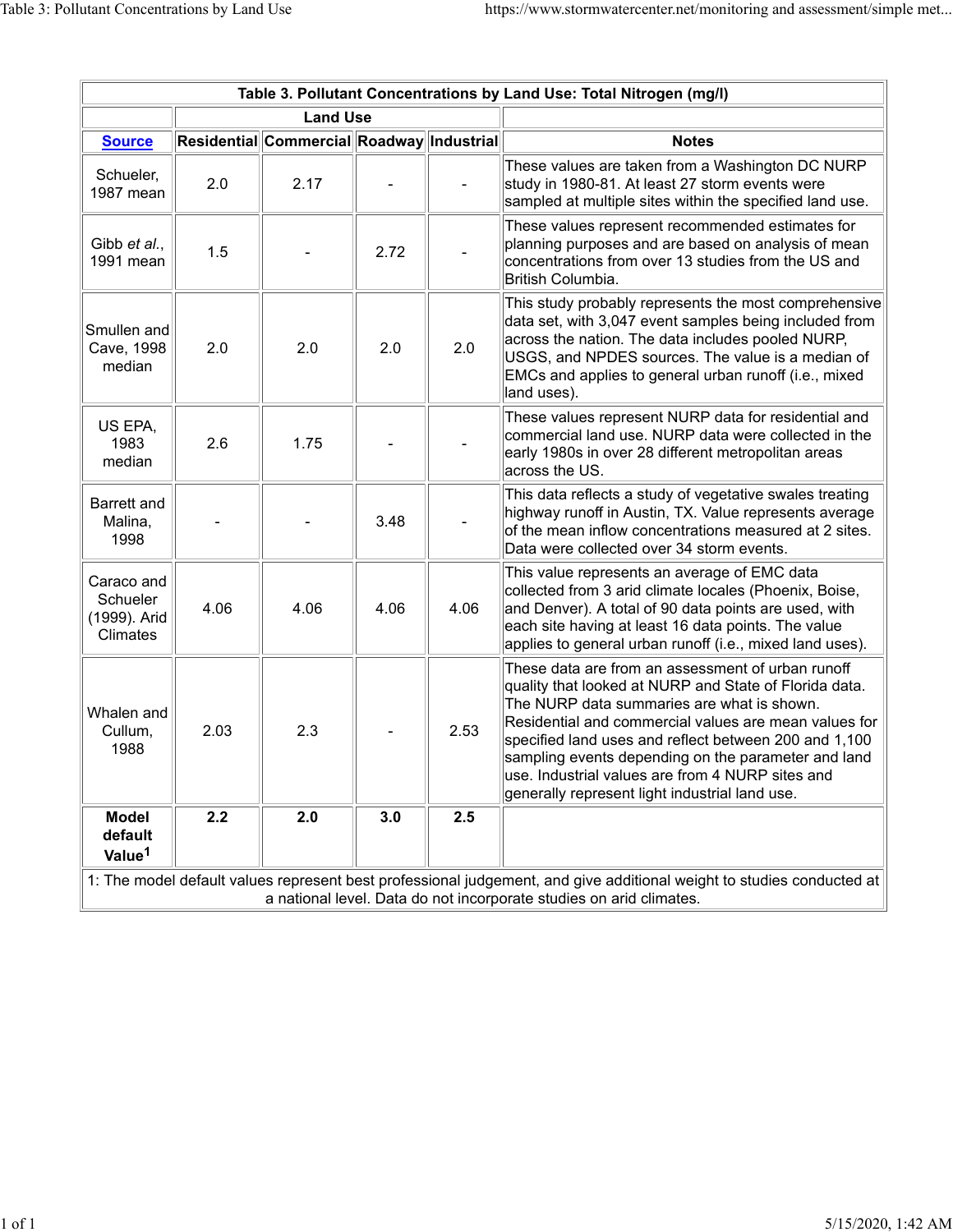| Table 3. Pollutant Concentrations by Land Use: Total Nitrogen (mg/l) | | | | | |
|---|---|---|---|---|---|
| | Land Use | | | | |
| Source | Residential | Commercial | Roadway | Industrial | Notes |
| Schueler, 1987 mean | 2.0 | 2.17 | - | - | These values are taken from a Washington DC NURP study in 1980-81. At least 27 storm events were sampled at multiple sites within the specified land use. |
| Gibb *et al.*, 1991 mean | 1.5 | - | 2.72 | - | These values represent recommended estimates for planning purposes and are based on analysis of mean concentrations from over 13 studies from the US and British Columbia. |
| Smullen and Cave, 1998 median | 2.0 | 2.0 | 2.0 | 2.0 | This study probably represents the most comprehensive data set, with 3,047 event samples being included from across the nation. The data includes pooled NURP, USGS, and NPDES sources. The value is a median of EMCs and applies to general urban runoff (i.e., mixed land uses). |
| US EPA, 1983 median | 2.6 | 1.75 | - | - | These values represent NURP data for residential and commercial land use. NURP data were collected in the early 1980s in over 28 different metropolitan areas across the US. |
| Barrett and Malina, 1998 | - | - | 3.48 | - | This data reflects a study of vegetative swales treating highway runoff in Austin, TX. Value represents average of the mean inflow concentrations measured at 2 sites. Data were collected over 34 storm events. |
| Caraco and Schueler (1999). Arid Climates | 4.06 | 4.06 | 4.06 | 4.06 | This value represents an average of EMC data collected from 3 arid climate locales (Phoenix, Boise, and Denver). A total of 90 data points are used, with each site having at least 16 data points. The value applies to general urban runoff (i.e., mixed land uses). |
| Whalen and Cullum, 1988 | 2.03 | 2.3 | - | 2.53 | These data are from an assessment of urban runoff quality that looked at NURP and State of Florida data. The NURP data summaries are what is shown. Residential and commercial values are mean values for specified land uses and reflect between 200 and 1,100 sampling events depending on the parameter and land use. Industrial values are from 4 NURP sites and generally represent light industrial land use. |
| **Model default Value[1]** | **2.2** | **2.0** | **3.0** | **2.5** | |
| 1: The model default values represent best professional judgement, and give additional weight to studies conducted at a national level. Data do not incorporate studies on arid climates. | | | | | |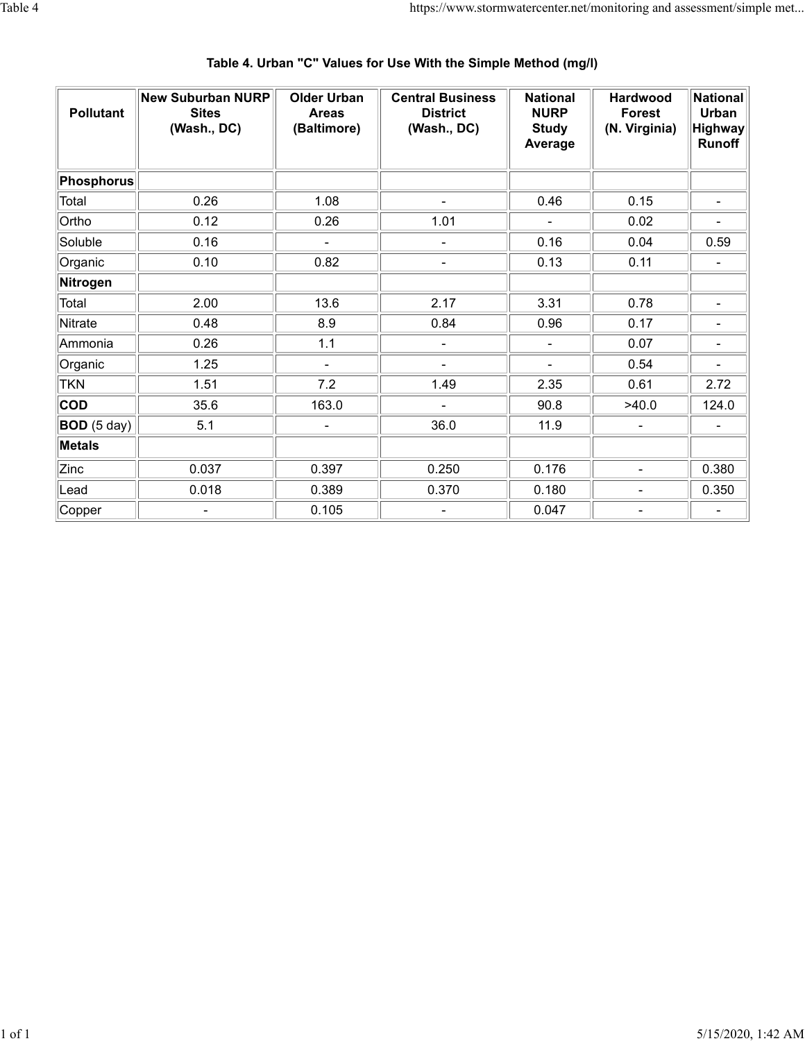## Table 4. Urban "C" Values for Use With the Simple Method (mg/l)

| Pollutant | New Suburban NURP Sites (Wash., DC) | Older Urban Areas (Baltimore) | Central Business District (Wash., DC) | National NURP Study Average | Hardwood Forest (N. Virginia) | National Urban Highway Runoff |
|---|---|---|---|---|---|---|
| **Phosphorus** | | | | | | |
| Total | 0.26 | 1.08 | - | 0.46 | 0.15 | - |
| Ortho | 0.12 | 0.26 | 1.01 | - | 0.02 | - |
| Soluble | 0.16 | - | - | 0.16 | 0.04 | 0.59 |
| Organic | 0.10 | 0.82 | - | 0.13 | 0.11 | - |
| **Nitrogen** | | | | | | |
| Total | 2.00 | 13.6 | 2.17 | 3.31 | 0.78 | - |
| Nitrate | 0.48 | 8.9 | 0.84 | 0.96 | 0.17 | - |
| Ammonia | 0.26 | 1.1 | - | - | 0.07 | - |
| Organic | 1.25 | - | - | - | 0.54 | - |
| TKN | 1.51 | 7.2 | 1.49 | 2.35 | 0.61 | 2.72 |
| **COD** | 35.6 | 163.0 | - | 90.8 | >40.0 | 124.0 |
| **BOD** (5 day) | 5.1 | - | 36.0 | 11.9 | - | - |
| **Metals** | | | | | | |
| Zinc | 0.037 | 0.397 | 0.250 | 0.176 | - | 0.380 |
| Lead | 0.018 | 0.389 | 0.370 | 0.180 | - | 0.350 |
| Copper | - | 0.105 | - | 0.047 | - | - |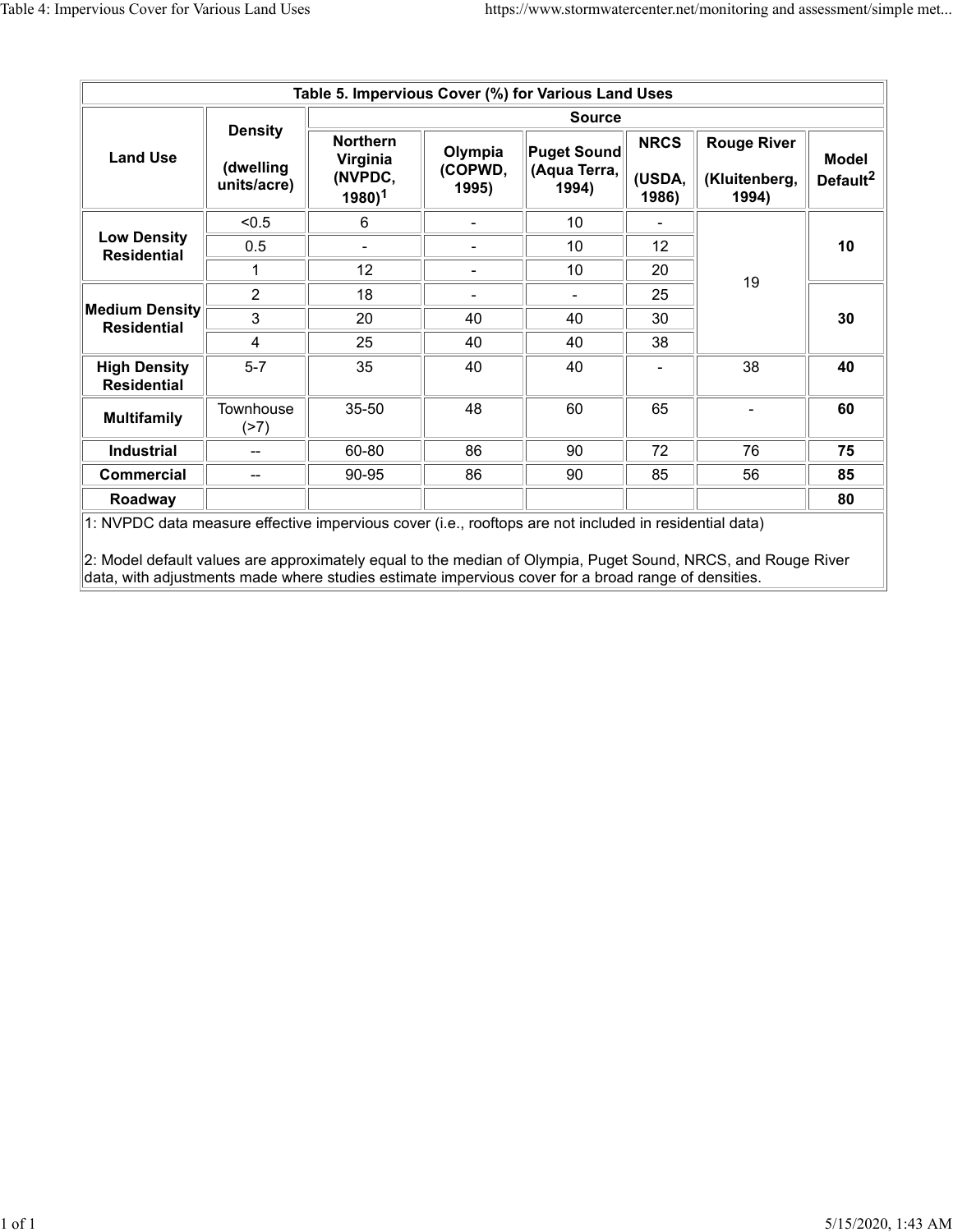| Table 5. Impervious Cover (%) for Various Land Uses | | | | | | | |
|---|---|---|---|---|---|---|---|
| Land Use | Density (dwelling units/acre) | Source | | | | | |
| | | Northern Virginia (NVPDC, 1980)[1] | Olympia (COPWD, 1995) | Puget Sound (Aqua Terra, 1994) | NRCS (USDA, 1986) | Rouge River (Kluitenberg, 1994) | Model Default[2] |
| **Low Density Residential** | <0.5 | 6 | - | 10 | - | 19 | **10** |
| | 0.5 | - | - | 10 | 12 | | |
| | 1 | 12 | - | 10 | 20 | | |
| **Medium Density Residential** | 2 | 18 | - | - | 25 | | **30** |
| | 3 | 20 | 40 | 40 | 30 | | |
| | 4 | 25 | 40 | 40 | 38 | | |
| **High Density Residential** | 5-7 | 35 | 40 | 40 | - | 38 | **40** |
| **Multifamily** | Townhouse (>7) | 35-50 | 48 | 60 | 65 | - | **60** |
| **Industrial** | -- | 60-80 | 86 | 90 | 72 | 76 | **75** |
| **Commercial** | -- | 90-95 | 86 | 90 | 85 | 56 | **85** |
| **Roadway** | | | | | | | **80** |

1: NVPDC data measure effective impervious cover (i.e., rooftops are not included in residential data)

2: Model default values are approximately equal to the median of Olympia, Puget Sound, NRCS, and Rouge River data, with adjustments made where studies estimate impervious cover for a broad range of densities.